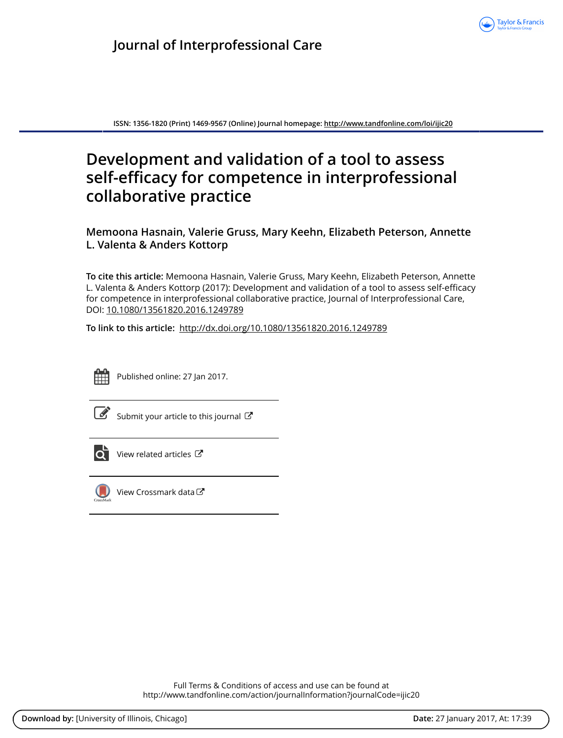Journal of Interprofessional Care

ISSN: 1356-1820 (Print) 1469-9567 (Online) Journal homepage: http://www.tandfonline.com/loi/ijic20

# Development and validation of a tool to assess self-efficacy for competence in interprofessional collaborative practice

**Memoona Hasnain, Valerie Gruss, Mary Keehn, Elizabeth Peterson, Annette L. Valenta & Anders Kottorp**

**To cite this article:** Memoona Hasnain, Valerie Gruss, Mary Keehn, Elizabeth Peterson, Annette L. Valenta & Anders Kottorp (2017): Development and validation of a tool to assess self-efficacy for competence in interprofessional collaborative practice, Journal of Interprofessional Care, DOI: 10.1080/13561820.2016.1249789

**To link to this article:** http://dx.doi.org/10.1080/13561820.2016.1249789

Published online: 27 Jan 2017.

Submit your article to this journal

View related articles

View Crossmark data

Full Terms & Conditions of access and use can be found at http://www.tandfonline.com/action/journalInformation?journalCode=ijic20

**Download by:** [University of Illinois, Chicago] **Date:** 27 January 2017, At: 17:39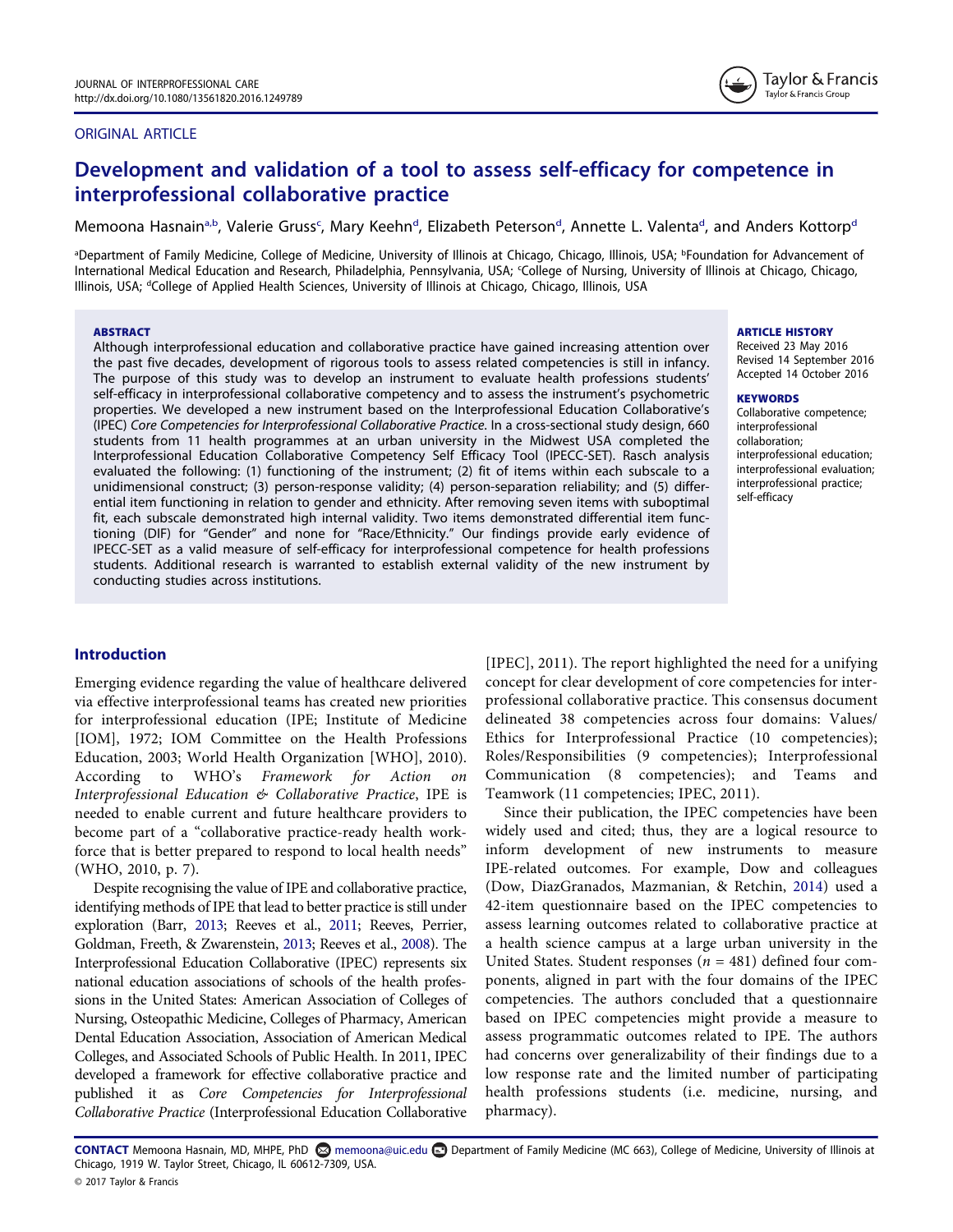ORIGINAL ARTICLE

# Development and validation of a tool to assess self-efficacy for competence in interprofessional collaborative practice

Memoona Hasnain[a,b], Valerie Gruss[c], Mary Keehn[d], Elizabeth Peterson[d], Annette L. Valenta[d], and Anders Kottorp[d]

[a]Department of Family Medicine, College of Medicine, University of Illinois at Chicago, Chicago, Illinois, USA; [b]Foundation for Advancement of International Medical Education and Research, Philadelphia, Pennsylvania, USA; [c]College of Nursing, University of Illinois at Chicago, Chicago, Illinois, USA; [d]College of Applied Health Sciences, University of Illinois at Chicago, Chicago, Illinois, USA

**ABSTRACT**

Although interprofessional education and collaborative practice have gained increasing attention over the past five decades, development of rigorous tools to assess related competencies is still in infancy. The purpose of this study was to develop an instrument to evaluate health professions students' self-efficacy in interprofessional collaborative competency and to assess the instrument's psychometric properties. We developed a new instrument based on the Interprofessional Education Collaborative's (IPEC) *Core Competencies for Interprofessional Collaborative Practice*. In a cross-sectional study design, 660 students from 11 health programmes at an urban university in the Midwest USA completed the Interprofessional Education Collaborative Competency Self Efficacy Tool (IPECC-SET). Rasch analysis evaluated the following: (1) functioning of the instrument; (2) fit of items within each subscale to a unidimensional construct; (3) person-response validity; (4) person-separation reliability; and (5) differential item functioning in relation to gender and ethnicity. After removing seven items with suboptimal fit, each subscale demonstrated high internal validity. Two items demonstrated differential item functioning (DIF) for "Gender" and none for "Race/Ethnicity." Our findings provide early evidence of IPECC-SET as a valid measure of self-efficacy for interprofessional competence for health professions students. Additional research is warranted to establish external validity of the new instrument by conducting studies across institutions.

**ARTICLE HISTORY**
Received 23 May 2016
Revised 14 September 2016
Accepted 14 October 2016

**KEYWORDS**
Collaborative competence; interprofessional collaboration; interprofessional education; interprofessional evaluation; interprofessional practice; self-efficacy

## Introduction

Emerging evidence regarding the value of healthcare delivered via effective interprofessional teams has created new priorities for interprofessional education (IPE; Institute of Medicine [IOM], 1972; IOM Committee on the Health Professions Education, 2003; World Health Organization [WHO], 2010). According to WHO's *Framework for Action on Interprofessional Education & Collaborative Practice*, IPE is needed to enable current and future healthcare providers to become part of a "collaborative practice-ready health workforce that is better prepared to respond to local health needs" (WHO, 2010, p. 7).

Despite recognising the value of IPE and collaborative practice, identifying methods of IPE that lead to better practice is still under exploration (Barr, 2013; Reeves et al., 2011; Reeves, Perrier, Goldman, Freeth, & Zwarenstein, 2013; Reeves et al., 2008). The Interprofessional Education Collaborative (IPEC) represents six national education associations of schools of the health professions in the United States: American Association of Colleges of Nursing, Osteopathic Medicine, Colleges of Pharmacy, American Dental Education Association, Association of American Medical Colleges, and Associated Schools of Public Health. In 2011, IPEC developed a framework for effective collaborative practice and published it as *Core Competencies for Interprofessional Collaborative Practice* (Interprofessional Education Collaborative [IPEC], 2011). The report highlighted the need for a unifying concept for clear development of core competencies for interprofessional collaborative practice. This consensus document delineated 38 competencies across four domains: Values/Ethics for Interprofessional Practice (10 competencies); Roles/Responsibilities (9 competencies); Interprofessional Communication (8 competencies); and Teams and Teamwork (11 competencies; IPEC, 2011).

Since their publication, the IPEC competencies have been widely used and cited; thus, they are a logical resource to inform development of new instruments to measure IPE-related outcomes. For example, Dow and colleagues (Dow, DiazGranados, Mazmanian, & Retchin, 2014) used a 42-item questionnaire based on the IPEC competencies to assess learning outcomes related to collaborative practice at a health science campus at a large urban university in the United States. Student responses ($n$ = 481) defined four components, aligned in part with the four domains of the IPEC competencies. The authors concluded that a questionnaire based on IPEC competencies might provide a measure to assess programmatic outcomes related to IPE. The authors had concerns over generalizability of their findings due to a low response rate and the limited number of participating health professions students (i.e. medicine, nursing, and pharmacy).

**CONTACT** Memoona Hasnain, MD, MHPE, PhD memoona@uic.edu Department of Family Medicine (MC 663), College of Medicine, University of Illinois at Chicago, 1919 W. Taylor Street, Chicago, IL 60612-7309, USA.
© 2017 Taylor & Francis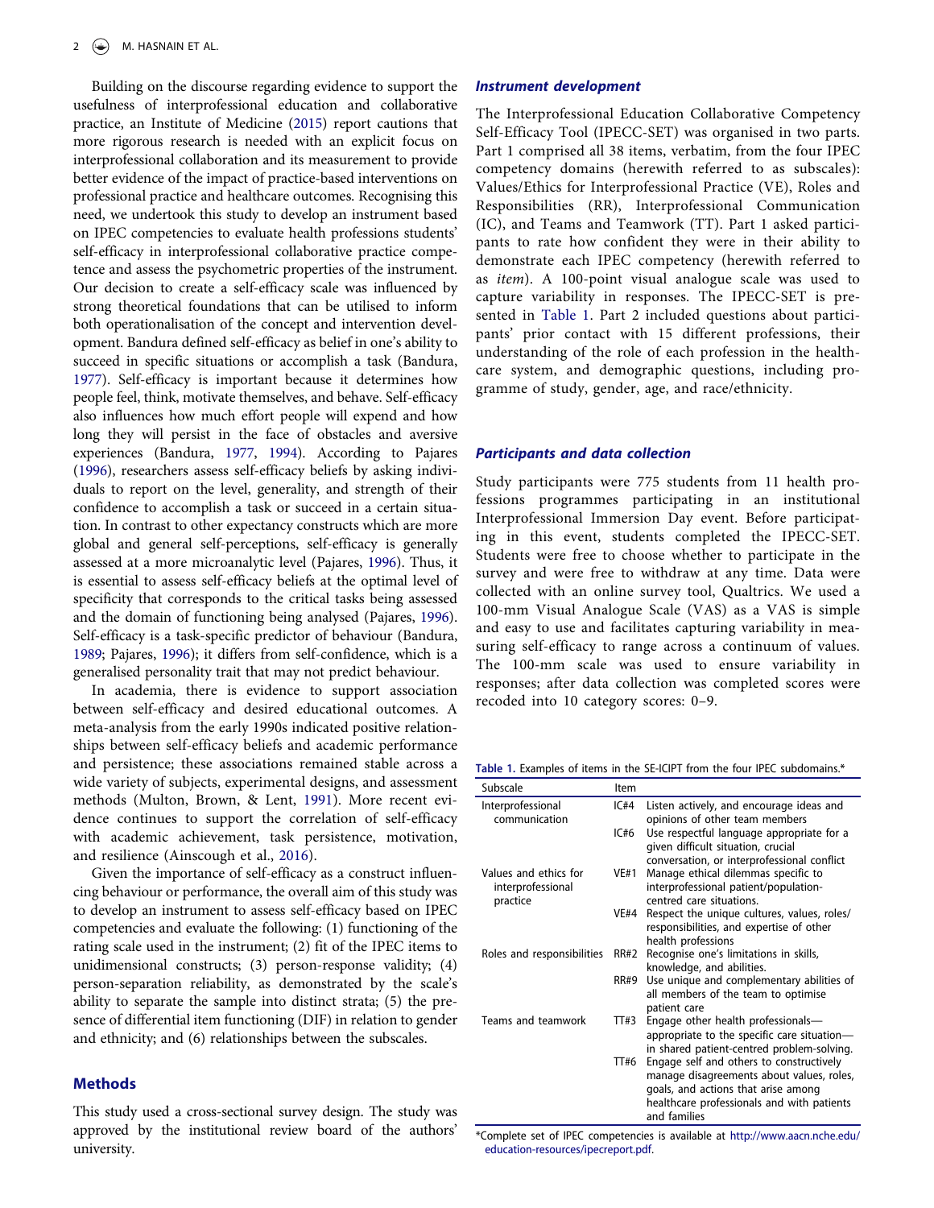Building on the discourse regarding evidence to support the usefulness of interprofessional education and collaborative practice, an Institute of Medicine (2015) report cautions that more rigorous research is needed with an explicit focus on interprofessional collaboration and its measurement to provide better evidence of the impact of practice-based interventions on professional practice and healthcare outcomes. Recognising this need, we undertook this study to develop an instrument based on IPEC competencies to evaluate health professions students' self-efficacy in interprofessional collaborative practice competence and assess the psychometric properties of the instrument. Our decision to create a self-efficacy scale was influenced by strong theoretical foundations that can be utilised to inform both operationalisation of the concept and intervention development. Bandura defined self-efficacy as belief in one's ability to succeed in specific situations or accomplish a task (Bandura, 1977). Self-efficacy is important because it determines how people feel, think, motivate themselves, and behave. Self-efficacy also influences how much effort people will expend and how long they will persist in the face of obstacles and aversive experiences (Bandura, 1977, 1994). According to Pajares (1996), researchers assess self-efficacy beliefs by asking individuals to report on the level, generality, and strength of their confidence to accomplish a task or succeed in a certain situation. In contrast to other expectancy constructs which are more global and general self-perceptions, self-efficacy is generally assessed at a more microanalytic level (Pajares, 1996). Thus, it is essential to assess self-efficacy beliefs at the optimal level of specificity that corresponds to the critical tasks being assessed and the domain of functioning being analysed (Pajares, 1996). Self-efficacy is a task-specific predictor of behaviour (Bandura, 1989; Pajares, 1996); it differs from self-confidence, which is a generalised personality trait that may not predict behaviour.

In academia, there is evidence to support association between self-efficacy and desired educational outcomes. A meta-analysis from the early 1990s indicated positive relationships between self-efficacy beliefs and academic performance and persistence; these associations remained stable across a wide variety of subjects, experimental designs, and assessment methods (Multon, Brown, & Lent, 1991). More recent evidence continues to support the correlation of self-efficacy with academic achievement, task persistence, motivation, and resilience (Ainscough et al., 2016).

Given the importance of self-efficacy as a construct influencing behaviour or performance, the overall aim of this study was to develop an instrument to assess self-efficacy based on IPEC competencies and evaluate the following: (1) functioning of the rating scale used in the instrument; (2) fit of the IPEC items to unidimensional constructs; (3) person-response validity; (4) person-separation reliability, as demonstrated by the scale's ability to separate the sample into distinct strata; (5) the presence of differential item functioning (DIF) in relation to gender and ethnicity; and (6) relationships between the subscales.

## Methods

This study used a cross-sectional survey design. The study was approved by the institutional review board of the authors' university.

### *Instrument development*

The Interprofessional Education Collaborative Competency Self-Efficacy Tool (IPECC-SET) was organised in two parts. Part 1 comprised all 38 items, verbatim, from the four IPEC competency domains (herewith referred to as subscales): Values/Ethics for Interprofessional Practice (VE), Roles and Responsibilities (RR), Interprofessional Communication (IC), and Teams and Teamwork (TT). Part 1 asked participants to rate how confident they were in their ability to demonstrate each IPEC competency (herewith referred to as *item*). A 100-point visual analogue scale was used to capture variability in responses. The IPECC-SET is presented in Table 1. Part 2 included questions about participants' prior contact with 15 different professions, their understanding of the role of each profession in the healthcare system, and demographic questions, including programme of study, gender, age, and race/ethnicity.

### *Participants and data collection*

Study participants were 775 students from 11 health professions programmes participating in an institutional Interprofessional Immersion Day event. Before participating in this event, students completed the IPECC-SET. Students were free to choose whether to participate in the survey and were free to withdraw at any time. Data were collected with an online survey tool, Qualtrics. We used a 100-mm Visual Analogue Scale (VAS) as a VAS is simple and easy to use and facilitates capturing variability in measuring self-efficacy to range across a continuum of values. The 100-mm scale was used to ensure variability in responses; after data collection was completed scores were recoded into 10 category scores: 0–9.

**Table 1.** Examples of items in the SE-ICIPT from the four IPEC subdomains.*

| Subscale | Item | |
|---|---|---|
| Interprofessional communication | IC#4 | Listen actively, and encourage ideas and opinions of other team members |
| | IC#6 | Use respectful language appropriate for a given difficult situation, crucial conversation, or interprofessional conflict |
| Values and ethics for interprofessional practice | VE#1 | Manage ethical dilemmas specific to interprofessional patient/population-centred care situations. |
| | VE#4 | Respect the unique cultures, values, roles/responsibilities, and expertise of other health professions |
| Roles and responsibilities | RR#2 | Recognise one's limitations in skills, knowledge, and abilities. |
| | RR#9 | Use unique and complementary abilities of all members of the team to optimise patient care |
| Teams and teamwork | TT#3 | Engage other health professionals—appropriate to the specific care situation—in shared patient-centred problem-solving. |
| | TT#6 | Engage self and others to constructively manage disagreements about values, roles, goals, and actions that arise among healthcare professionals and with patients and families |

*Complete set of IPEC competencies is available at http://www.aacn.nche.edu/education-resources/ipecreport.pdf.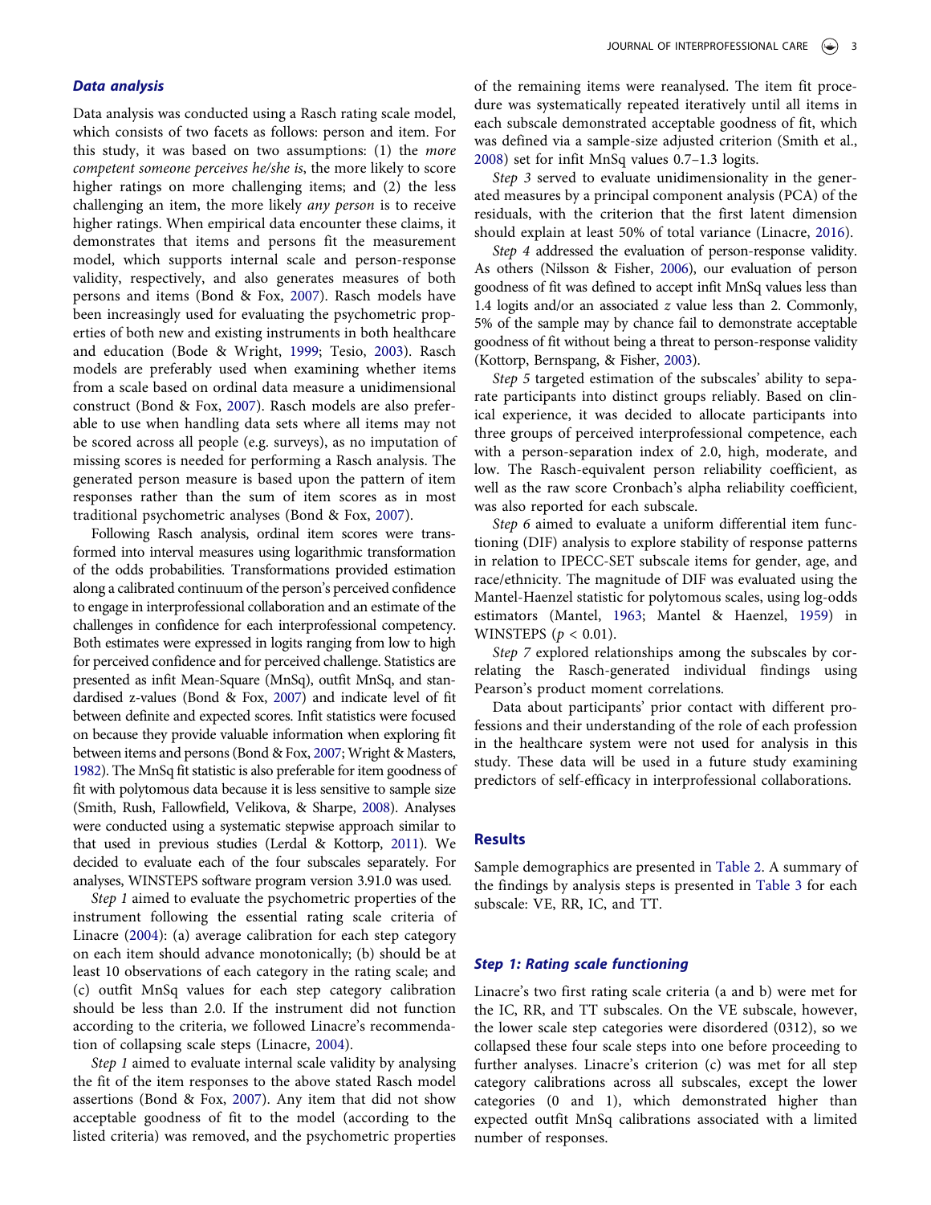### Data analysis

Data analysis was conducted using a Rasch rating scale model, which consists of two facets as follows: person and item. For this study, it was based on two assumptions: (1) the *more competent someone perceives he/she is*, the more likely to score higher ratings on more challenging items; and (2) the less challenging an item, the more likely *any person* is to receive higher ratings. When empirical data encounter these claims, it demonstrates that items and persons fit the measurement model, which supports internal scale and person-response validity, respectively, and also generates measures of both persons and items (Bond & Fox, 2007). Rasch models have been increasingly used for evaluating the psychometric properties of both new and existing instruments in both healthcare and education (Bode & Wright, 1999; Tesio, 2003). Rasch models are preferably used when examining whether items from a scale based on ordinal data measure a unidimensional construct (Bond & Fox, 2007). Rasch models are also preferable to use when handling data sets where all items may not be scored across all people (e.g. surveys), as no imputation of missing scores is needed for performing a Rasch analysis. The generated person measure is based upon the pattern of item responses rather than the sum of item scores as in most traditional psychometric analyses (Bond & Fox, 2007).

Following Rasch analysis, ordinal item scores were transformed into interval measures using logarithmic transformation of the odds probabilities. Transformations provided estimation along a calibrated continuum of the person's perceived confidence to engage in interprofessional collaboration and an estimate of the challenges in confidence for each interprofessional competency. Both estimates were expressed in logits ranging from low to high for perceived confidence and for perceived challenge. Statistics are presented as infit Mean-Square (MnSq), outfit MnSq, and standardised z-values (Bond & Fox, 2007) and indicate level of fit between definite and expected scores. Infit statistics were focused on because they provide valuable information when exploring fit between items and persons (Bond & Fox, 2007; Wright & Masters, 1982). The MnSq fit statistic is also preferable for item goodness of fit with polytomous data because it is less sensitive to sample size (Smith, Rush, Fallowfield, Velikova, & Sharpe, 2008). Analyses were conducted using a systematic stepwise approach similar to that used in previous studies (Lerdal & Kottorp, 2011). We decided to evaluate each of the four subscales separately. For analyses, WINSTEPS software program version 3.91.0 was used.

*Step 1* aimed to evaluate the psychometric properties of the instrument following the essential rating scale criteria of Linacre (2004): (a) average calibration for each step category on each item should advance monotonically; (b) should be at least 10 observations of each category in the rating scale; and (c) outfit MnSq values for each step category calibration should be less than 2.0. If the instrument did not function according to the criteria, we followed Linacre's recommendation of collapsing scale steps (Linacre, 2004).

*Step 1* aimed to evaluate internal scale validity by analysing the fit of the item responses to the above stated Rasch model assertions (Bond & Fox, 2007). Any item that did not show acceptable goodness of fit to the model (according to the listed criteria) was removed, and the psychometric properties of the remaining items were reanalysed. The item fit procedure was systematically repeated iteratively until all items in each subscale demonstrated acceptable goodness of fit, which was defined via a sample-size adjusted criterion (Smith et al., 2008) set for infit MnSq values 0.7–1.3 logits.

*Step 3* served to evaluate unidimensionality in the generated measures by a principal component analysis (PCA) of the residuals, with the criterion that the first latent dimension should explain at least 50% of total variance (Linacre, 2016).

*Step 4* addressed the evaluation of person-response validity. As others (Nilsson & Fisher, 2006), our evaluation of person goodness of fit was defined to accept infit MnSq values less than 1.4 logits and/or an associated $z$ value less than 2. Commonly, 5% of the sample may by chance fail to demonstrate acceptable goodness of fit without being a threat to person-response validity (Kottorp, Bernspang, & Fisher, 2003).

*Step 5* targeted estimation of the subscales' ability to separate participants into distinct groups reliably. Based on clinical experience, it was decided to allocate participants into three groups of perceived interprofessional competence, each with a person-separation index of 2.0, high, moderate, and low. The Rasch-equivalent person reliability coefficient, as well as the raw score Cronbach's alpha reliability coefficient, was also reported for each subscale.

*Step 6* aimed to evaluate a uniform differential item functioning (DIF) analysis to explore stability of response patterns in relation to IPECC-SET subscale items for gender, age, and race/ethnicity. The magnitude of DIF was evaluated using the Mantel-Haenzel statistic for polytomous scales, using log-odds estimators (Mantel, 1963; Mantel & Haenzel, 1959) in WINSTEPS ($p < 0.01$).

*Step 7* explored relationships among the subscales by correlating the Rasch-generated individual findings using Pearson's product moment correlations.

Data about participants' prior contact with different professions and their understanding of the role of each profession in the healthcare system were not used for analysis in this study. These data will be used in a future study examining predictors of self-efficacy in interprofessional collaborations.

## Results

Sample demographics are presented in Table 2. A summary of the findings by analysis steps is presented in Table 3 for each subscale: VE, RR, IC, and TT.

### Step 1: Rating scale functioning

Linacre's two first rating scale criteria (a and b) were met for the IC, RR, and TT subscales. On the VE subscale, however, the lower scale step categories were disordered (0312), so we collapsed these four scale steps into one before proceeding to further analyses. Linacre's criterion (c) was met for all step category calibrations across all subscales, except the lower categories (0 and 1), which demonstrated higher than expected outfit MnSq calibrations associated with a limited number of responses.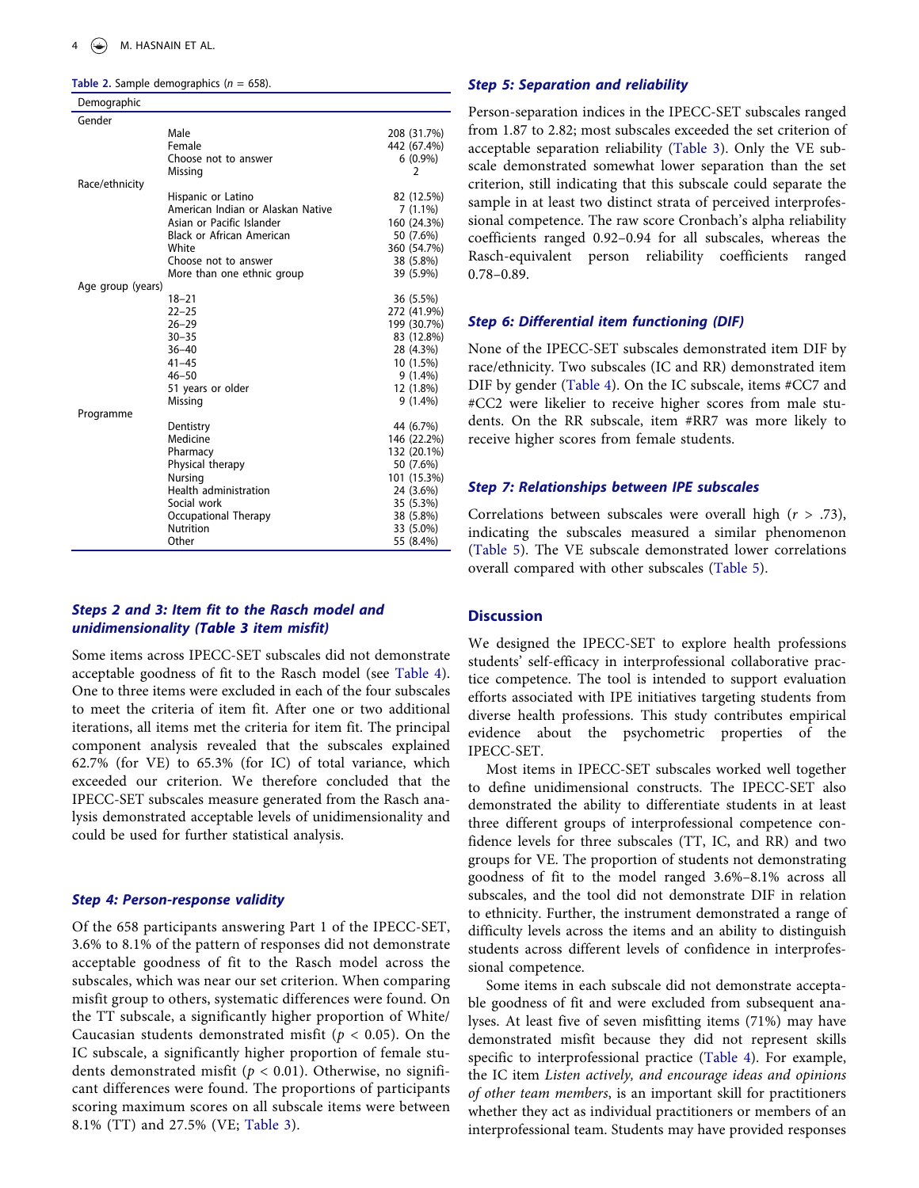**Table 2.** Sample demographics ($n$ = 658).

| Demographic | | |
|---|---|---|
| Gender | | |
| | Male | 208 (31.7%) |
| | Female | 442 (67.4%) |
| | Choose not to answer | 6 (0.9%) |
| | Missing | 2 |
| Race/ethnicity | | |
| | Hispanic or Latino | 82 (12.5%) |
| | American Indian or Alaskan Native | 7 (1.1%) |
| | Asian or Pacific Islander | 160 (24.3%) |
| | Black or African American | 50 (7.6%) |
| | White | 360 (54.7%) |
| | Choose not to answer | 38 (5.8%) |
| | More than one ethnic group | 39 (5.9%) |
| Age group (years) | | |
| | 18–21 | 36 (5.5%) |
| | 22–25 | 272 (41.9%) |
| | 26–29 | 199 (30.7%) |
| | 30–35 | 83 (12.8%) |
| | 36–40 | 28 (4.3%) |
| | 41–45 | 10 (1.5%) |
| | 46–50 | 9 (1.4%) |
| | 51 years or older | 12 (1.8%) |
| | Missing | 9 (1.4%) |
| Programme | | |
| | Dentistry | 44 (6.7%) |
| | Medicine | 146 (22.2%) |
| | Pharmacy | 132 (20.1%) |
| | Physical therapy | 50 (7.6%) |
| | Nursing | 101 (15.3%) |
| | Health administration | 24 (3.6%) |
| | Social work | 35 (5.3%) |
| | Occupational Therapy | 38 (5.8%) |
| | Nutrition | 33 (5.0%) |
| | Other | 55 (8.4%) |

### Steps 2 and 3: Item fit to the Rasch model and unidimensionality (Table 3 item misfit)

Some items across IPECC-SET subscales did not demonstrate acceptable goodness of fit to the Rasch model (see Table 4). One to three items were excluded in each of the four subscales to meet the criteria of item fit. After one or two additional iterations, all items met the criteria for item fit. The principal component analysis revealed that the subscales explained 62.7% (for VE) to 65.3% (for IC) of total variance, which exceeded our criterion. We therefore concluded that the IPECC-SET subscales measure generated from the Rasch analysis demonstrated acceptable levels of unidimensionality and could be used for further statistical analysis.

### Step 4: Person-response validity

Of the 658 participants answering Part 1 of the IPECC-SET, 3.6% to 8.1% of the pattern of responses did not demonstrate acceptable goodness of fit to the Rasch model across the subscales, which was near our set criterion. When comparing misfit group to others, systematic differences were found. On the TT subscale, a significantly higher proportion of White/Caucasian students demonstrated misfit ($p < 0.05$). On the IC subscale, a significantly higher proportion of female students demonstrated misfit ($p < 0.01$). Otherwise, no significant differences were found. The proportions of participants scoring maximum scores on all subscale items were between 8.1% (TT) and 27.5% (VE; Table 3).

### Step 5: Separation and reliability

Person-separation indices in the IPECC-SET subscales ranged from 1.87 to 2.82; most subscales exceeded the set criterion of acceptable separation reliability (Table 3). Only the VE subscale demonstrated somewhat lower separation than the set criterion, still indicating that this subscale could separate the sample in at least two distinct strata of perceived interprofessional competence. The raw score Cronbach's alpha reliability coefficients ranged 0.92–0.94 for all subscales, whereas the Rasch-equivalent person reliability coefficients ranged 0.78–0.89.

### Step 6: Differential item functioning (DIF)

None of the IPECC-SET subscales demonstrated item DIF by race/ethnicity. Two subscales (IC and RR) demonstrated item DIF by gender (Table 4). On the IC subscale, items #CC7 and #CC2 were likelier to receive higher scores from male students. On the RR subscale, item #RR7 was more likely to receive higher scores from female students.

### Step 7: Relationships between IPE subscales

Correlations between subscales were overall high ($r$ > .73), indicating the subscales measured a similar phenomenon (Table 5). The VE subscale demonstrated lower correlations overall compared with other subscales (Table 5).

## Discussion

We designed the IPECC-SET to explore health professions students' self-efficacy in interprofessional collaborative practice competence. The tool is intended to support evaluation efforts associated with IPE initiatives targeting students from diverse health professions. This study contributes empirical evidence about the psychometric properties of the IPECC-SET.

Most items in IPECC-SET subscales worked well together to define unidimensional constructs. The IPECC-SET also demonstrated the ability to differentiate students in at least three different groups of interprofessional competence confidence levels for three subscales (TT, IC, and RR) and two groups for VE. The proportion of students not demonstrating goodness of fit to the model ranged 3.6%–8.1% across all subscales, and the tool did not demonstrate DIF in relation to ethnicity. Further, the instrument demonstrated a range of difficulty levels across the items and an ability to distinguish students across different levels of confidence in interprofessional competence.

Some items in each subscale did not demonstrate acceptable goodness of fit and were excluded from subsequent analyses. At least five of seven misfitting items (71%) may have demonstrated misfit because they did not represent skills specific to interprofessional practice (Table 4). For example, the IC item *Listen actively, and encourage ideas and opinions of other team members*, is an important skill for practitioners whether they act as individual practitioners or members of an interprofessional team. Students may have provided responses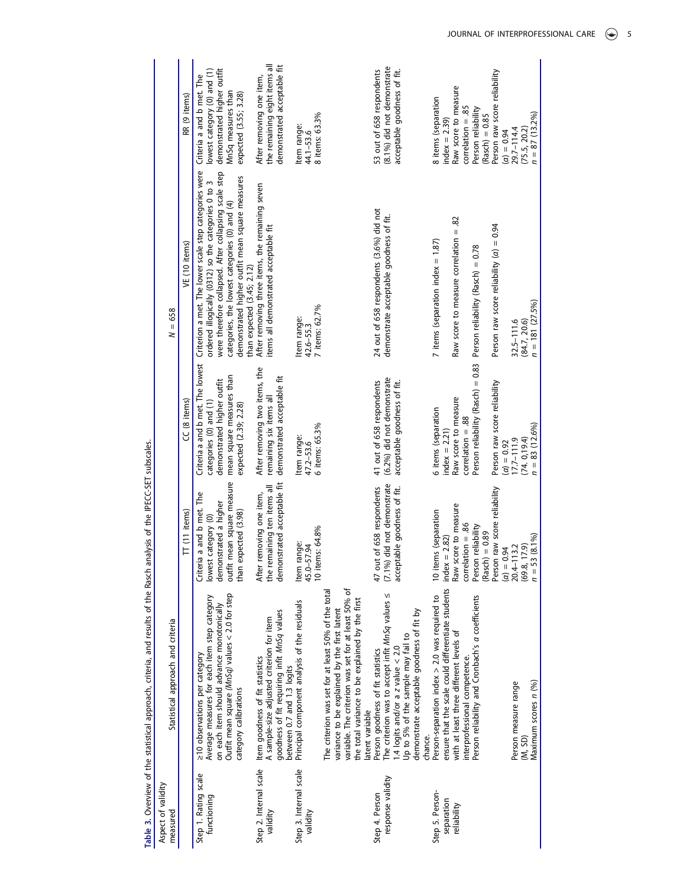**Table 3.** Overview of the statistical approach, criteria, and results of the Rasch analysis of the IPECC-SET subscales.

| Aspect of validity measured | Statistical approach and criteria | TT (11 items) | CC (8 items) | VE (10 items) | RR (9 items) |
|---|---|---|---|---|---|
| | | $N = 658$ | | | |
| Step 1. Rating scale functioning | ≥10 observations per category<br>Average measures for each item step category on each item should advance monotonically<br>Outfit mean square (*MnSq*) values < 2.0 for step category calibrations | Criteria a and b met. The lowest category (0) demonstrated a higher outfit mean square measure than expected (3.98) | Criteria a and b met. The lowest categories (0) and (1) demonstrated higher outfit mean square measures than expected (2.39; 2.28) | Criterion a met. The lower scale step categories were ordered illogically (0312) so the categories 0 to 3 were therefore collapsed. After collapsing scale step categories, the lowest categories (0) and (4) demonstrated higher outfit mean square measures than expected (3.45; 2.12) | Criteria a and b met. The lowest category (0) and (1) demonstrated higher outfit MnSq measures than expected (3.55; 3.28) |
| Step 2. Internal scale validity | Item goodness of fit statistics<br>A sample-size adjusted criterion for item goodness of fit requiring infit *MnSq* values between 0.7 and 1.3 logits | After removing one item, the remaining ten items all demonstrated acceptable fit | After removing two items, the remaining six items all demonstrated acceptable fit | After removing three items, the remaining seven items all demonstrated acceptable fit | After removing one item, the remaining eight items all demonstrated acceptable fit |
| Step 3. Internal scale validity | Principal component analysis of the residuals<br>The criterion was set for at least 50% of the total variance to be explained by the first latent variable. The criterion was set for at least 50% of the total variance to be explained by the first latent variable | Item range:<br>45.0–57.94<br>10 items: 64.8% | Item range:<br>47.2–53.6<br>6 items: 65.3% | Item range:<br>42.6–55.3<br>7 items: 62.7% | Item range:<br>44.1–53.6<br>8 items: 63.3% |
| Step 4. Person response validity | Person goodness of fit statistics<br>The criterion was to accept infit *MnSq* values ≤ 1.4 logits and/or a z value < 2.0<br>Up to 5% of the sample may fail to demonstrate acceptable goodness of fit by chance. | 47 out of 658 respondents (7.1%) did not demonstrate acceptable goodness of fit. | 41 out of 658 respondents (6.2%) did not demonstrate acceptable goodness of fit. | 24 out of 658 respondents (3.6%) did not demonstrate acceptable goodness of fit. | 53 out of 658 respondents (8.1%) did not demonstrate acceptable goodness of fit. |
| Step 5. Person-separation reliability | Person-separation index > 2.0 was required to ensure that the scale could differentiate students with at least three different levels of interprofessional competence.<br>Person reliability and Cronbach's α coefficients | 10 items (separation index = 2.82)<br>Raw score to measure correlation = .86<br>Person reliability (Rasch) = 0.89<br>Person raw score reliability (α) = 0.94 | 6 items (separation index = 2.21)<br>Raw score to measure correlation = .88<br>Person reliability (Rasch) = 0.83<br>Person raw score reliability (α) = 0.92 | 7 items (separation index = 1.87)<br>Raw score to measure correlation = .82<br>Person reliability (Rasch) = 0.78<br>Person raw score reliability (α) = 0.94 | 8 items (separation index = 2.39)<br>Raw score to measure correlation = .85<br>Person reliability (Rasch) = 0.85<br>Person raw score reliability (α) = 0.94 |
| | Person measure range | 20.4–113.2 | 17.7–111.9 | 32.5–111.6 | 29.7–114.4 |
| | (M, SD) | (69.8, 17.9) | (74. 0,19.4) | (84.7, 20.6) | (75.5, 20.2) |
| | Maximum scores *n* (%) | $n = 53$ (8.1%) | $n = 83$ (12.6%) | $n = 181$ (27.5%) | $n = 87$ (13.2%) |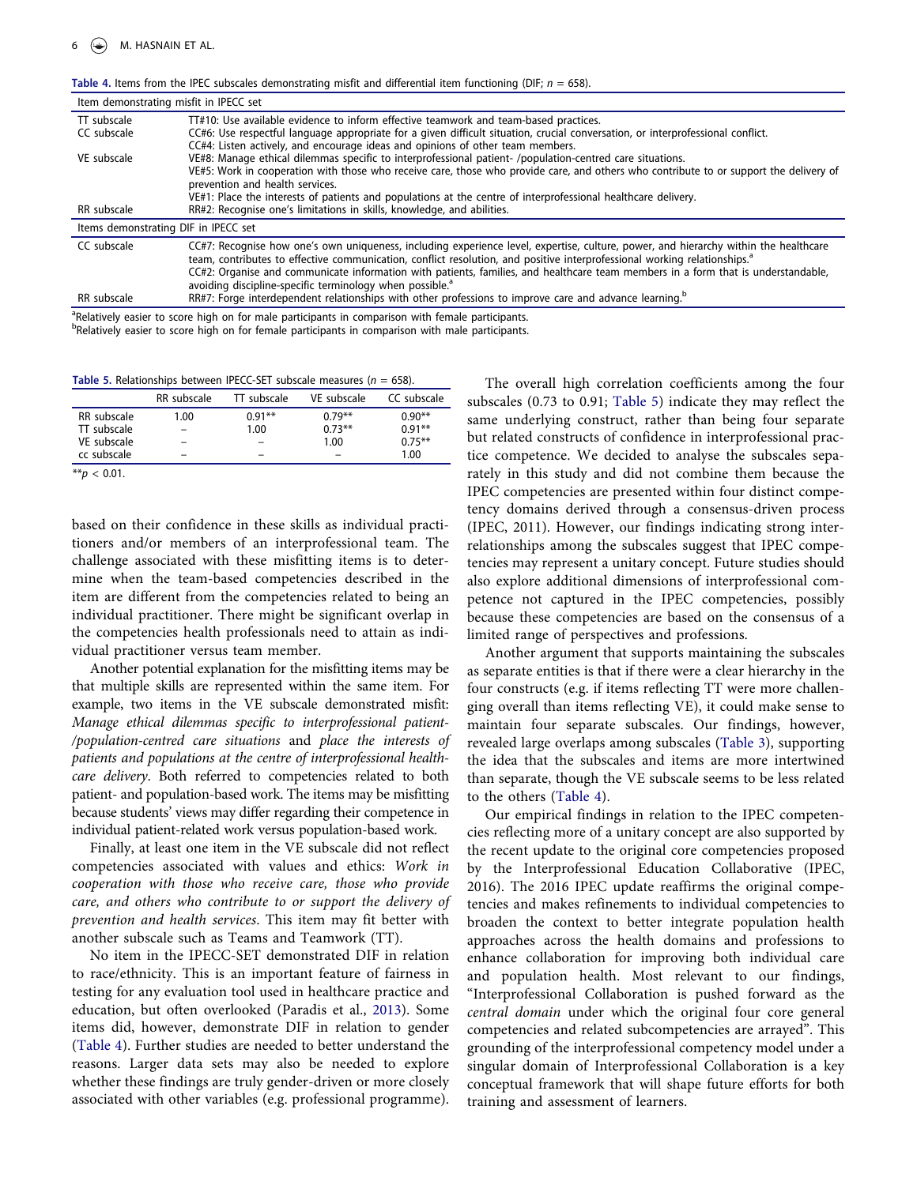**Table 4.** Items from the IPEC subscales demonstrating misfit and differential item functioning (DIF; $n$ = 658).

| | |
|---|---|
| **Item demonstrating misfit in IPECC set** | |
| TT subscale | TT#10: Use available evidence to inform effective teamwork and team-based practices. |
| CC subscale | CC#6: Use respectful language appropriate for a given difficult situation, crucial conversation, or interprofessional conflict. |
| | CC#4: Listen actively, and encourage ideas and opinions of other team members. |
| VE subscale | VE#8: Manage ethical dilemmas specific to interprofessional patient- /population-centred care situations. |
| | VE#5: Work in cooperation with those who receive care, those who provide care, and others who contribute to or support the delivery of prevention and health services. |
| | VE#1: Place the interests of patients and populations at the centre of interprofessional healthcare delivery. |
| RR subscale | RR#2: Recognise one's limitations in skills, knowledge, and abilities. |
| **Items demonstrating DIF in IPECC set** | |
| CC subscale | CC#7: Recognise how one's own uniqueness, including experience level, expertise, culture, power, and hierarchy within the healthcare team, contributes to effective communication, conflict resolution, and positive interprofessional working relationships.[a] |
| | CC#2: Organise and communicate information with patients, families, and healthcare team members in a form that is understandable, avoiding discipline-specific terminology when possible.[a] |
| RR subscale | RR#7: Forge interdependent relationships with other professions to improve care and advance learning.[b] |

[a]Relatively easier to score high on for male participants in comparison with female participants.
[b]Relatively easier to score high on for female participants in comparison with male participants.

**Table 5.** Relationships between IPECC-SET subscale measures ($n$ = 658).

| | RR subscale | TT subscale | VE subscale | CC subscale |
|---|---|---|---|---|
| RR subscale | 1.00 | 0.91** | 0.79** | 0.90** |
| TT subscale | – | 1.00 | 0.73** | 0.91** |
| VE subscale | – | – | 1.00 | 0.75** |
| cc subscale | – | – | – | 1.00 |

**$p < 0.01$.

based on their confidence in these skills as individual practitioners and/or members of an interprofessional team. The challenge associated with these misfitting items is to determine when the team-based competencies described in the item are different from the competencies related to being an individual practitioner. There might be significant overlap in the competencies health professionals need to attain as individual practitioner versus team member.

Another potential explanation for the misfitting items may be that multiple skills are represented within the same item. For example, two items in the VE subscale demonstrated misfit: *Manage ethical dilemmas specific to interprofessional patient-/population-centred care situations* and *place the interests of patients and populations at the centre of interprofessional healthcare delivery*. Both referred to competencies related to both patient- and population-based work. The items may be misfitting because students' views may differ regarding their competence in individual patient-related work versus population-based work.

Finally, at least one item in the VE subscale did not reflect competencies associated with values and ethics: *Work in cooperation with those who receive care, those who provide care, and others who contribute to or support the delivery of prevention and health services*. This item may fit better with another subscale such as Teams and Teamwork (TT).

No item in the IPECC-SET demonstrated DIF in relation to race/ethnicity. This is an important feature of fairness in testing for any evaluation tool used in healthcare practice and education, but often overlooked (Paradis et al., 2013). Some items did, however, demonstrate DIF in relation to gender (Table 4). Further studies are needed to better understand the reasons. Larger data sets may also be needed to explore whether these findings are truly gender-driven or more closely associated with other variables (e.g. professional programme).

The overall high correlation coefficients among the four subscales (0.73 to 0.91; Table 5) indicate they may reflect the same underlying construct, rather than being four separate but related constructs of confidence in interprofessional practice competence. We decided to analyse the subscales separately in this study and did not combine them because the IPEC competencies are presented within four distinct competency domains derived through a consensus-driven process (IPEC, 2011). However, our findings indicating strong interrelationships among the subscales suggest that IPEC competencies may represent a unitary concept. Future studies should also explore additional dimensions of interprofessional competence not captured in the IPEC competencies, possibly because these competencies are based on the consensus of a limited range of perspectives and professions.

Another argument that supports maintaining the subscales as separate entities is that if there were a clear hierarchy in the four constructs (e.g. if items reflecting TT were more challenging overall than items reflecting VE), it could make sense to maintain four separate subscales. Our findings, however, revealed large overlaps among subscales (Table 3), supporting the idea that the subscales and items are more intertwined than separate, though the VE subscale seems to be less related to the others (Table 4).

Our empirical findings in relation to the IPEC competencies reflecting more of a unitary concept are also supported by the recent update to the original core competencies proposed by the Interprofessional Education Collaborative (IPEC, 2016). The 2016 IPEC update reaffirms the original competencies and makes refinements to individual competencies to broaden the context to better integrate population health approaches across the health domains and professions to enhance collaboration for improving both individual care and population health. Most relevant to our findings, "Interprofessional Collaboration is pushed forward as the *central domain* under which the original four core general competencies and related subcompetencies are arrayed". This grounding of the interprofessional competency model under a singular domain of Interprofessional Collaboration is a key conceptual framework that will shape future efforts for both training and assessment of learners.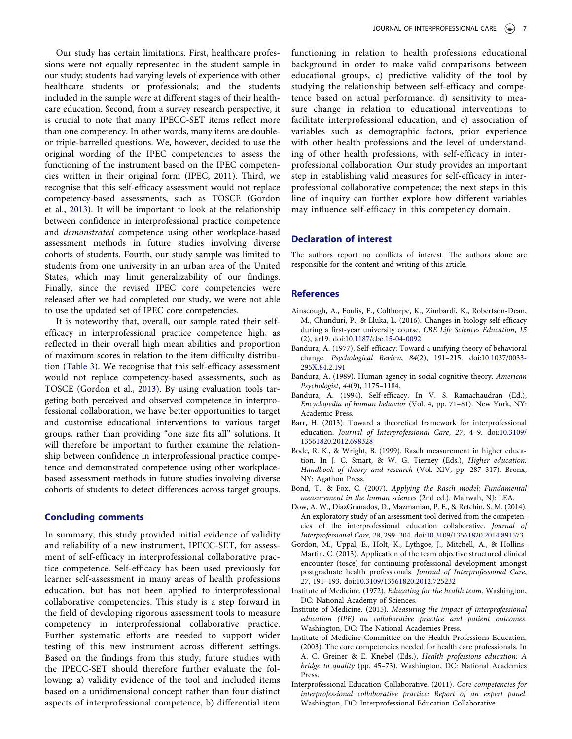Our study has certain limitations. First, healthcare professions were not equally represented in the student sample in our study; students had varying levels of experience with other healthcare students or professionals; and the students included in the sample were at different stages of their healthcare education. Second, from a survey research perspective, it is crucial to note that many IPECC-SET items reflect more than one competency. In other words, many items are double- or triple-barrelled questions. We, however, decided to use the original wording of the IPEC competencies to assess the functioning of the instrument based on the IPEC competencies written in their original form (IPEC, 2011). Third, we recognise that this self-efficacy assessment would not replace competency-based assessments, such as TOSCE (Gordon et al., 2013). It will be important to look at the relationship between confidence in interprofessional practice competence and *demonstrated* competence using other workplace-based assessment methods in future studies involving diverse cohorts of students. Fourth, our study sample was limited to students from one university in an urban area of the United States, which may limit generalizability of our findings. Finally, since the revised IPEC core competencies were released after we had completed our study, we were not able to use the updated set of IPEC core competencies.

It is noteworthy that, overall, our sample rated their self-efficacy in interprofessional practice competence high, as reflected in their overall high mean abilities and proportion of maximum scores in relation to the item difficulty distribution (Table 3). We recognise that this self-efficacy assessment would not replace competency-based assessments, such as TOSCE (Gordon et al., 2013). By using evaluation tools targeting both perceived and observed competence in interprofessional collaboration, we have better opportunities to target and customise educational interventions to various target groups, rather than providing "one size fits all" solutions. It will therefore be important to further examine the relationship between confidence in interprofessional practice competence and demonstrated competence using other workplace-based assessment methods in future studies involving diverse cohorts of students to detect differences across target groups.

## Concluding comments

In summary, this study provided initial evidence of validity and reliability of a new instrument, IPECC-SET, for assessment of self-efficacy in interprofessional collaborative practice competence. Self-efficacy has been used previously for learner self-assessment in many areas of health professions education, but has not been applied to interprofessional collaborative competencies. This study is a step forward in the field of developing rigorous assessment tools to measure competency in interprofessional collaborative practice. Further systematic efforts are needed to support wider testing of this new instrument across different settings. Based on the findings from this study, future studies with the IPECC-SET should therefore further evaluate the following: a) validity evidence of the tool and included items based on a unidimensional concept rather than four distinct aspects of interprofessional competence, b) differential item functioning in relation to health professions educational background in order to make valid comparisons between educational groups, c) predictive validity of the tool by studying the relationship between self-efficacy and competence based on actual performance, d) sensitivity to measure change in relation to educational interventions to facilitate interprofessional education, and e) association of variables such as demographic factors, prior experience with other health professions and the level of understanding of other health professions, with self-efficacy in interprofessional collaboration. Our study provides an important step in establishing valid measures for self-efficacy in interprofessional collaborative competence; the next steps in this line of inquiry can further explore how different variables may influence self-efficacy in this competency domain.

## Declaration of interest

The authors report no conflicts of interest. The authors alone are responsible for the content and writing of this article.

## References

Ainscough, A., Foulis, E., Colthorpe, K., Zimbardi, K., Robertson-Dean, M., Chunduri, P., & Lluka, L. (2016). Changes in biology self-efficacy during a first-year university course. *CBE Life Sciences Education*, *15* (2), ar19. doi:10.1187/cbe.15-04-0092

Bandura, A. (1977). Self-efficacy: Toward a unifying theory of behavioral change. *Psychological Review*, *84*(2), 191–215. doi:10.1037/0033-295X.84.2.191

Bandura, A. (1989). Human agency in social cognitive theory. *American Psychologist*, *44*(9), 1175–1184.

Bandura, A. (1994). Self-efficacy. In V. S. Ramachaudran (Ed.), *Encyclopedia of human behavior* (Vol. 4, pp. 71–81). New York, NY: Academic Press.

Barr, H. (2013). Toward a theoretical framework for interprofessional education. *Journal of Interprofessional Care*, *27*, 4–9. doi:10.3109/13561820.2012.698328

Bode, R. K., & Wright, B. (1999). Rasch measurement in higher education. In J. C. Smart, & W. G. Tierney (Eds.), *Higher education: Handbook of theory and research* (Vol. XIV, pp. 287–317). Bronx, NY: Agathon Press.

Bond, T., & Fox, C. (2007). *Applying the Rasch model: Fundamental measurement in the human sciences* (2nd ed.). Mahwah, NJ: LEA.

Dow, A. W., DiazGranados, D., Mazmanian, P. E., & Retchin, S. M. (2014). An exploratory study of an assessment tool derived from the competencies of the interprofessional education collaborative. *Journal of Interprofessional Care*, *28*, 299–304. doi:10.3109/13561820.2014.891573

Gordon, M., Uppal, E., Holt, K., Lythgoe, J., Mitchell, A., & Hollins-Martin, C. (2013). Application of the team objective structured clinical encounter (tosce) for continuing professional development amongst postgraduate health professionals. *Journal of Interprofessional Care*, *27*, 191–193. doi:10.3109/13561820.2012.725232

Institute of Medicine. (1972). *Educating for the health team*. Washington, DC: National Academy of Sciences.

Institute of Medicine. (2015). *Measuring the impact of interprofessional education (IPE) on collaborative practice and patient outcomes*. Washington, DC: The National Academies Press.

Institute of Medicine Committee on the Health Professions Education. (2003). The core competencies needed for health care professionals. In A. C. Greiner & E. Knebel (Eds.), *Health professions education: A bridge to quality* (pp. 45–73). Washington, DC: National Academies Press.

Interprofessional Education Collaborative. (2011). *Core competencies for interprofessional collaborative practice: Report of an expert panel*. Washington, DC: Interprofessional Education Collaborative.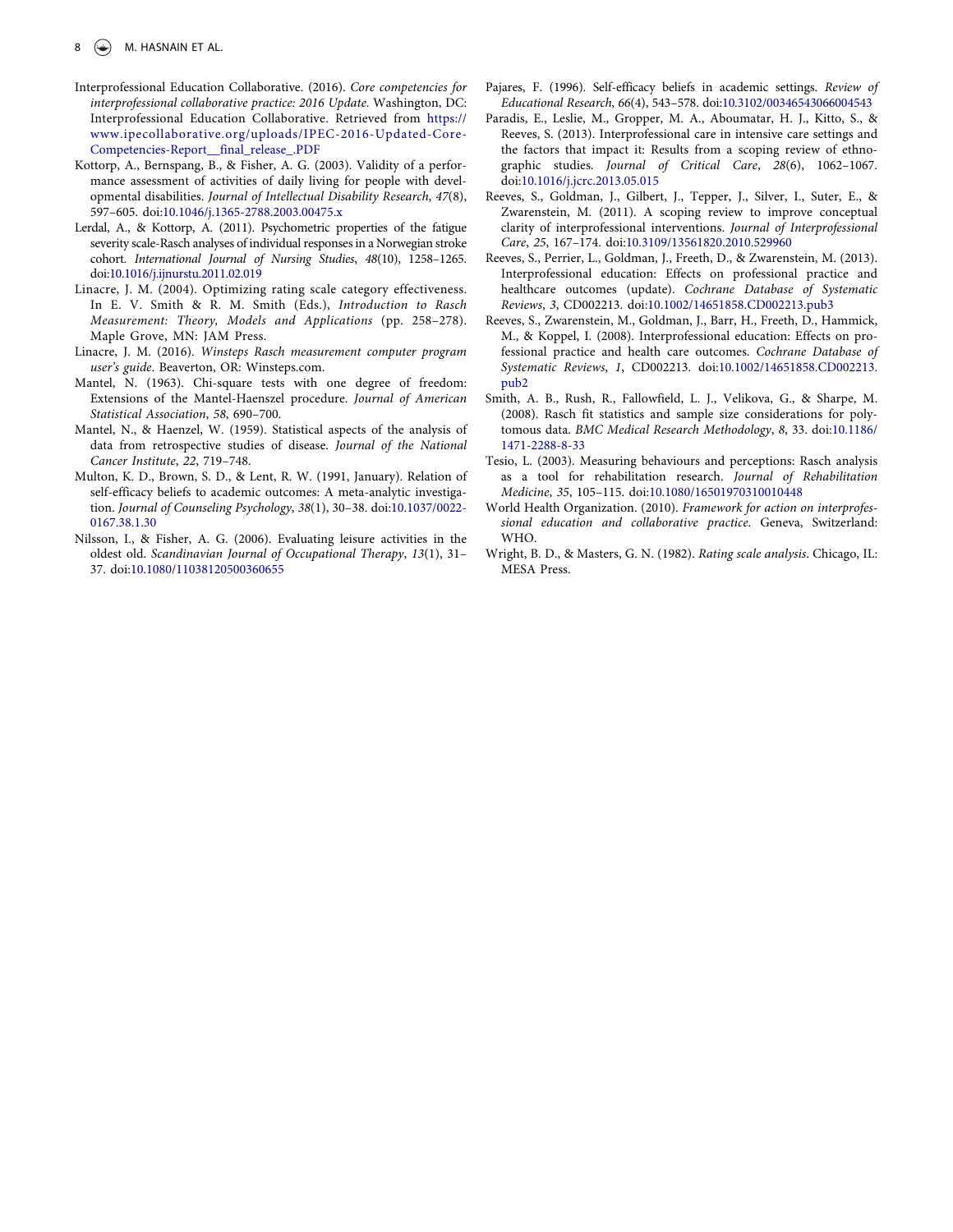Interprofessional Education Collaborative. (2016). *Core competencies for interprofessional collaborative practice: 2016 Update*. Washington, DC: Interprofessional Education Collaborative. Retrieved from https://www.ipecollaborative.org/uploads/IPEC-2016-Updated-Core-Competencies-Report__final_release_.PDF

Kottorp, A., Bernspang, B., & Fisher, A. G. (2003). Validity of a performance assessment of activities of daily living for people with developmental disabilities. *Journal of Intellectual Disability Research*, *47*(8), 597–605. doi:10.1046/j.1365-2788.2003.00475.x

Lerdal, A., & Kottorp, A. (2011). Psychometric properties of the fatigue severity scale-Rasch analyses of individual responses in a Norwegian stroke cohort. *International Journal of Nursing Studies*, *48*(10), 1258–1265. doi:10.1016/j.ijnurstu.2011.02.019

Linacre, J. M. (2004). Optimizing rating scale category effectiveness. In E. V. Smith & R. M. Smith (Eds.), *Introduction to Rasch Measurement: Theory, Models and Applications* (pp. 258–278). Maple Grove, MN: JAM Press.

Linacre, J. M. (2016). *Winsteps Rasch measurement computer program user's guide*. Beaverton, OR: Winsteps.com.

Mantel, N. (1963). Chi-square tests with one degree of freedom: Extensions of the Mantel-Haenszel procedure. *Journal of American Statistical Association*, *58*, 690–700.

Mantel, N., & Haenzel, W. (1959). Statistical aspects of the analysis of data from retrospective studies of disease. *Journal of the National Cancer Institute*, *22*, 719–748.

Multon, K. D., Brown, S. D., & Lent, R. W. (1991, January). Relation of self-efficacy beliefs to academic outcomes: A meta-analytic investigation. *Journal of Counseling Psychology*, *38*(1), 30–38. doi:10.1037/0022-0167.38.1.30

Nilsson, I., & Fisher, A. G. (2006). Evaluating leisure activities in the oldest old. *Scandinavian Journal of Occupational Therapy*, *13*(1), 31–37. doi:10.1080/11038120500360655

Pajares, F. (1996). Self-efficacy beliefs in academic settings. *Review of Educational Research*, *66*(4), 543–578. doi:10.3102/00346543066004543

Paradis, E., Leslie, M., Gropper, M. A., Aboumatar, H. J., Kitto, S., & Reeves, S. (2013). Interprofessional care in intensive care settings and the factors that impact it: Results from a scoping review of ethnographic studies. *Journal of Critical Care*, *28*(6), 1062–1067. doi:10.1016/j.jcrc.2013.05.015

Reeves, S., Goldman, J., Gilbert, J., Tepper, J., Silver, I., Suter, E., & Zwarenstein, M. (2011). A scoping review to improve conceptual clarity of interprofessional interventions. *Journal of Interprofessional Care*, *25*, 167–174. doi:10.3109/13561820.2010.529960

Reeves, S., Perrier, L., Goldman, J., Freeth, D., & Zwarenstein, M. (2013). Interprofessional education: Effects on professional practice and healthcare outcomes (update). *Cochrane Database of Systematic Reviews*, *3*, CD002213. doi:10.1002/14651858.CD002213.pub3

Reeves, S., Zwarenstein, M., Goldman, J., Barr, H., Freeth, D., Hammick, M., & Koppel, I. (2008). Interprofessional education: Effects on professional practice and health care outcomes. *Cochrane Database of Systematic Reviews*, *1*, CD002213. doi:10.1002/14651858.CD002213.pub2

Smith, A. B., Rush, R., Fallowfield, L. J., Velikova, G., & Sharpe, M. (2008). Rasch fit statistics and sample size considerations for polytomous data. *BMC Medical Research Methodology*, *8*, 33. doi:10.1186/1471-2288-8-33

Tesio, L. (2003). Measuring behaviours and perceptions: Rasch analysis as a tool for rehabilitation research. *Journal of Rehabilitation Medicine*, *35*, 105–115. doi:10.1080/16501970310010448

World Health Organization. (2010). *Framework for action on interprofessional education and collaborative practice*. Geneva, Switzerland: WHO.

Wright, B. D., & Masters, G. N. (1982). *Rating scale analysis*. Chicago, IL: MESA Press.